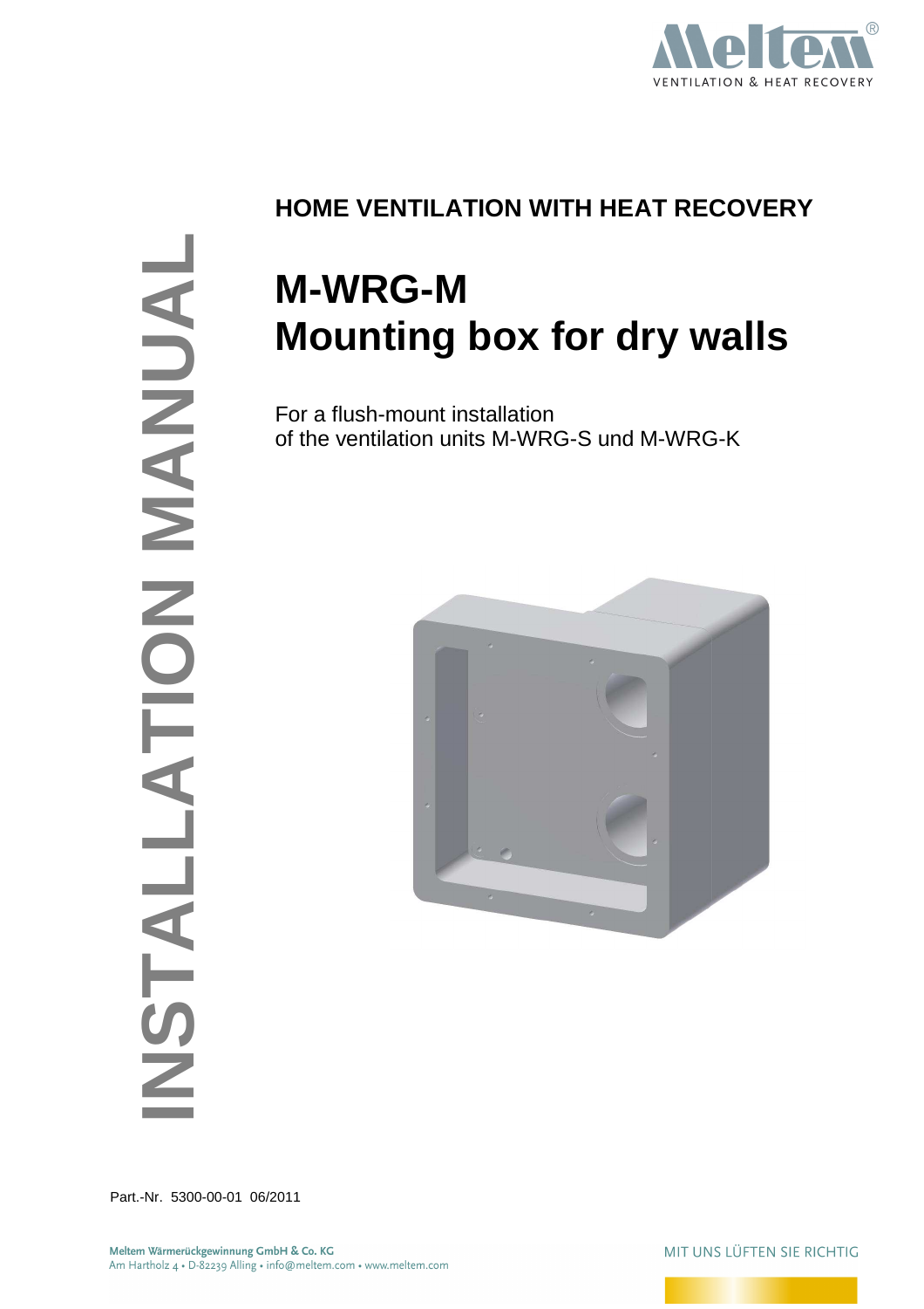Meltem®
VENTILATION & HEAT RECOVERY

INSTALLATION MANUAL

**HOME VENTILATION WITH HEAT RECOVERY**

# M-WRG-M
# Mounting box for dry walls

For a flush-mount installation
of the ventilation units M-WRG-S und M-WRG-K

Part.-Nr. 5300-00-01 06/2011

**Meltem Wärmerückgewinnung GmbH & Co. KG**
Am Hartholz 4 • D-82239 Alling • info@meltem.com • www.meltem.com

MIT UNS LÜFTEN SIE RICHTIG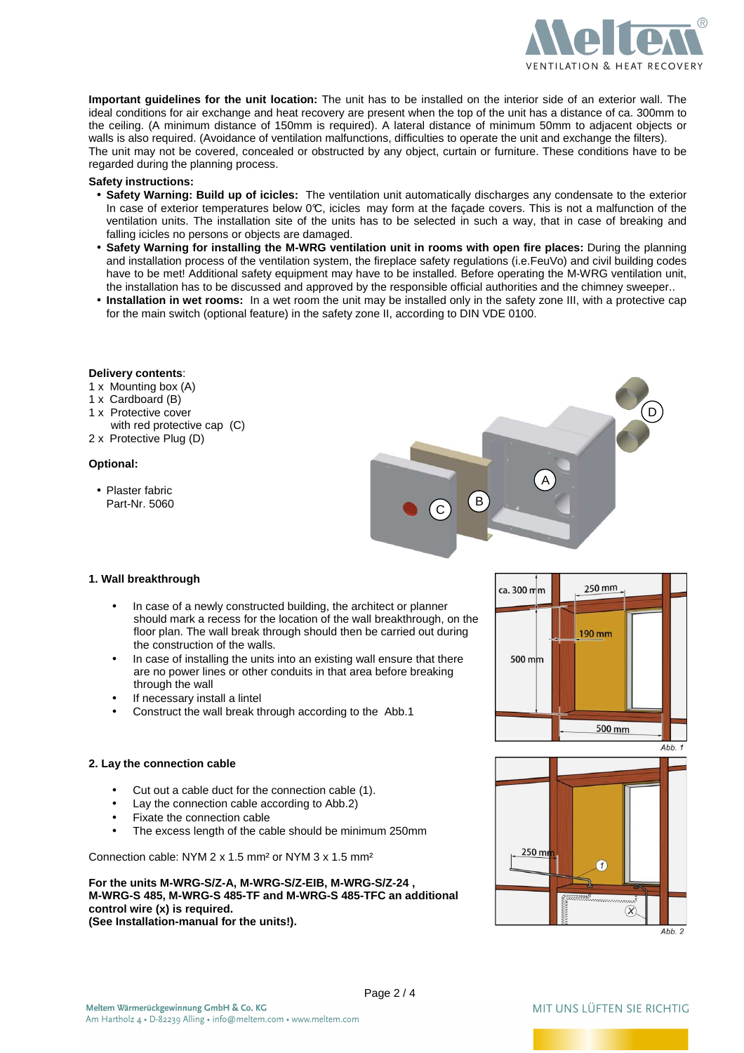**Important guidelines for the unit location:** The unit has to be installed on the interior side of an exterior wall. The ideal conditions for air exchange and heat recovery are present when the top of the unit has a distance of ca. 300mm to the ceiling. (A minimum distance of 150mm is required). A lateral distance of minimum 50mm to adjacent objects or walls is also required. (Avoidance of ventilation malfunctions, difficulties to operate the unit and exchange the filters).
The unit may not be covered, concealed or obstructed by any object, curtain or furniture. These conditions have to be regarded during the planning process.

**Safety instructions:**

- **Safety Warning: Build up of icicles:** The ventilation unit automatically discharges any condensate to the exterior In case of exterior temperatures below 0℃, icicles may form at the façade covers. This is not a malfunction of the ventilation units. The installation site of the units has to be selected in such a way, that in case of breaking and falling icicles no persons or objects are damaged.
- **Safety Warning for installing the M-WRG ventilation unit in rooms with open fire places:** During the planning and installation process of the ventilation system, the fireplace safety regulations (i.e.FeuVo) and civil building codes have to be met! Additional safety equipment may have to be installed. Before operating the M-WRG ventilation unit, the installation has to be discussed and approved by the responsible official authorities and the chimney sweeper..
- **Installation in wet rooms:** In a wet room the unit may be installed only in the safety zone III, with a protective cap for the main switch (optional feature) in the safety zone II, according to DIN VDE 0100.

**Delivery contents**:

1 x Mounting box (A)
1 x Cardboard (B)
1 x Protective cover with red protective cap (C)
2 x Protective Plug (D)

**Optional:**

- Plaster fabric Part-Nr. 5060

### 1. Wall breakthrough

- In case of a newly constructed building, the architect or planner should mark a recess for the location of the wall breakthrough, on the floor plan. The wall break through should then be carried out during the construction of the walls.
- In case of installing the units into an existing wall ensure that there are no power lines or other conduits in that area before breaking through the wall
- If necessary install a lintel
- Construct the wall break through according to the Abb.1

Abb. 1

### 2. Lay the connection cable

- Cut out a cable duct for the connection cable (1).
- Lay the connection cable according to Abb.2)
- Fixate the connection cable
- The excess length of the cable should be minimum 250mm

Connection cable: NYM 2 x 1.5 mm² or NYM 3 x 1.5 mm²

**For the units M-WRG-S/Z-A, M-WRG-S/Z-EIB, M-WRG-S/Z-24 , M-WRG-S 485, M-WRG-S 485-TF and M-WRG-S 485-TFC an additional control wire (x) is required.**
**(See Installation-manual for the units!).**

Abb. 2

Meltem Wärmerückgewinnung GmbH & Co. KG
Am Hartholz 4 • D-82239 Alling • info@meltem.com • www.meltem.com

MIT UNS LÜFTEN SIE RICHTIG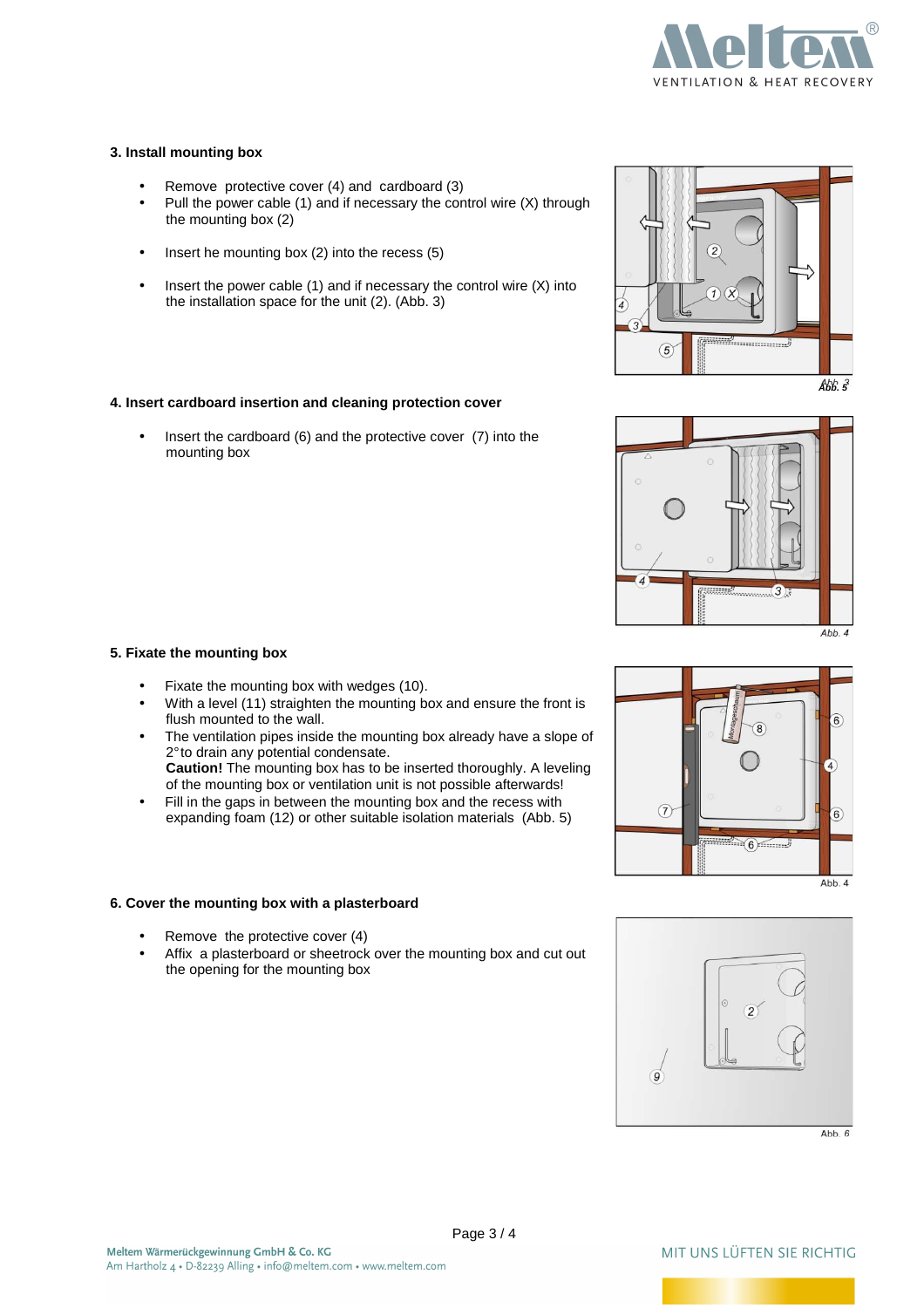## 3. Install mounting box

- Remove protective cover (4) and cardboard (3)
- Pull the power cable (1) and if necessary the control wire (X) through the mounting box (2)
- Insert he mounting box (2) into the recess (5)
- Insert the power cable (1) and necessary the control wire (X) into the installation space for the unit (2). (Abb. 3)

Abb. 3

## 4. Insert cardboard insertion and cleaning protection cover

- Insert the cardboard (6) and the protective cover (7) into the mounting box

Abb. 4

## 5. Fixate the mounting box

- Fixate the mounting box with wedges (10).
- With a level (11) straighten the mounting box and ensure the front is flush mounted to the wall.
- The ventilation pipes inside the mounting box already have a slope of 2° to drain any potential condensate.
  **Caution!** The mounting box has to be inserted thoroughly. A leveling of the mounting box or ventilation unit is not possible afterwards!
- Fill in the gaps in between the mounting box and the recess with expanding foam (12) or other suitable isolation materials (Abb. 5)

Abb. 4

## 6. Cover the mounting box with a plasterboard

- Remove the protective cover (4)
- Affix a plasterboard or sheetrock over the mounting box and cut out the opening for the mounting box

Abb. 6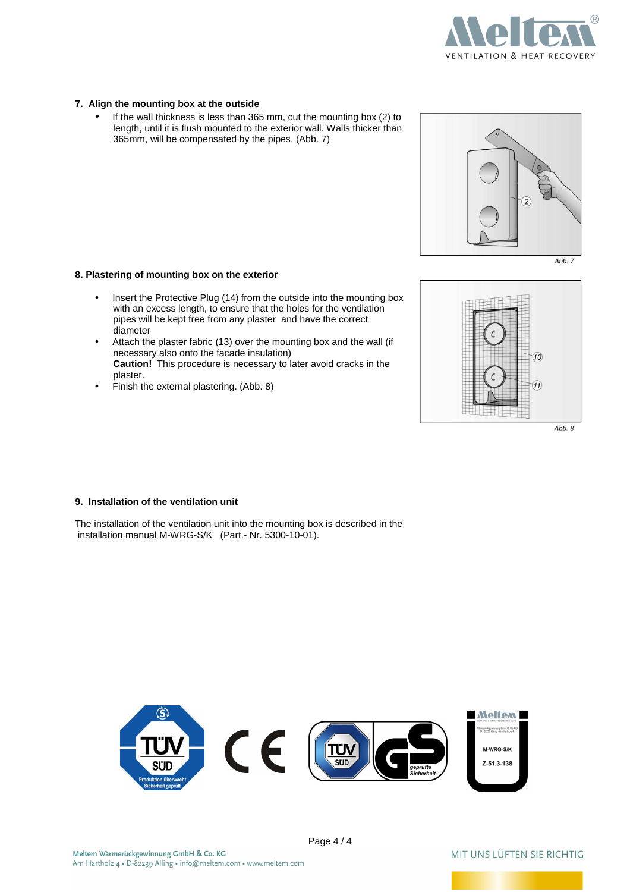## 7. Align the mounting box at the outside

- If the wall thickness is less than 365 mm, cut the mounting box (2) to length, until it is flush mounted to the exterior wall. Walls thicker than 365mm, will be compensated by the pipes. (Abb. 7)

Abb. 7

## 8. Plastering of mounting box on the exterior

- Insert the Protective Plug (14) from the outside into the mounting box with an excess length, to ensure that the holes for the ventilation pipes will be kept free from any plaster and have the correct diameter
- Attach the plaster fabric (13) over the mounting box and the wall (if necessary also onto the facade insulation)
  **Caution!** This procedure is necessary to later avoid cracks in the plaster.
- Finish the external plastering. (Abb. 8)

Abb. 8

## 9. Installation of the ventilation unit

The installation of the ventilation unit into the mounting box is described in the installation manual M-WRG-S/K (Part.- Nr. 5300-10-01).

Meltem Wärmerückgewinnung GmbH & Co. KG
Am Hartholz 4 • D-82239 Alling • info@meltem.com • www.meltem.com

MIT UNS LÜFTEN SIE RICHTIG